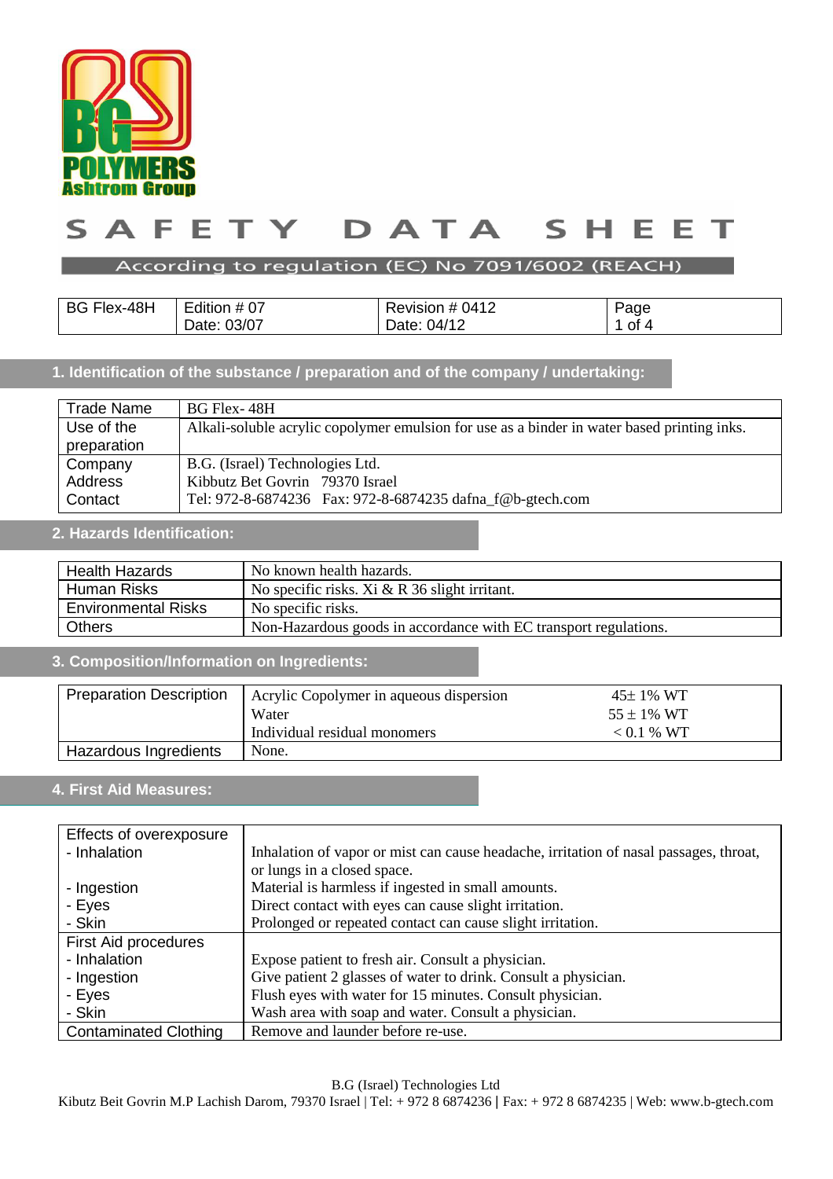BG POLYMERS
Ashtrom Group

# SAFETY DATA SHEET

According to regulation (EC) No 7091/6002 (REACH)

| BG Flex-48H | Edition # 07<br>Date: 03/07 | Revision # 0412<br>Date: 04/12 | Page<br>1 of 4 |
|---|---|---|---|

## 1. Identification of the substance / preparation and of the company / undertaking:

| Trade Name | BG Flex- 48H |
|---|---|
| Use of the preparation | Alkali-soluble acrylic copolymer emulsion for use as a binder in water based printing inks. |
| Company<br>Address<br>Contact | B.G. (Israel) Technologies Ltd.<br>Kibbutz Bet Govrin 79370 Israel<br>Tel: 972-8-6874236 Fax: 972-8-6874235 dafna_f@b-gtech.com |

## 2. Hazards Identification:

| Health Hazards | No known health hazards. |
|---|---|
| Human Risks | No specific risks. Xi & R 36 slight irritant. |
| Environmental Risks | No specific risks. |
| Others | Non-Hazardous goods in accordance with EC transport regulations. |

## 3. Composition/Information on Ingredients:

| Preparation Description | Acrylic Copolymer in aqueous dispersion<br>Water<br>Individual residual monomers | 45± 1% WT<br>55 ± 1% WT<br>< 0.1 % WT |
|---|---|---|
| Hazardous Ingredients | None. | |

## 4. First Aid Measures:

| Effects of overexposure | |
|---|---|
| - Inhalation | Inhalation of vapor or mist can cause headache, irritation of nasal passages, throat, or lungs in a closed space. |
| - Ingestion | Material is harmless if ingested in small amounts. |
| - Eyes | Direct contact with eyes can cause slight irritation. |
| - Skin | Prolonged or repeated contact can cause slight irritation. |
| First Aid procedures | |
| - Inhalation | Expose patient to fresh air. Consult a physician. |
| - Ingestion | Give patient 2 glasses of water to drink. Consult a physician. |
| - Eyes | Flush eyes with water for 15 minutes. Consult physician. |
| - Skin | Wash area with soap and water. Consult a physician. |
| Contaminated Clothing | Remove and launder before re-use. |

B.G (Israel) Technologies Ltd
Kibutz Beit Govrin M.P Lachish Darom, 79370 Israel | Tel: + 972 8 6874236 | Fax: + 972 8 6874235 | Web: www.b-gtech.com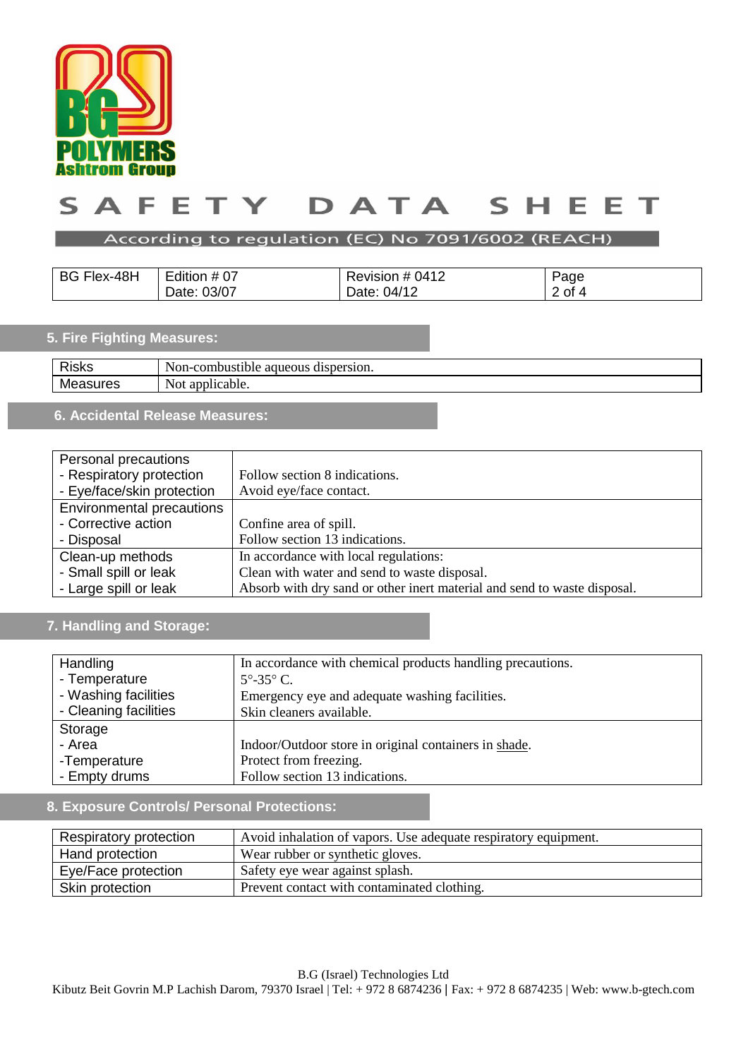# SAFETY DATA SHEET

According to regulation (EC) No 7091/6002 (REACH)

| BG Flex-48H | Edition # 07<br>Date: 03/07 | Revision # 0412<br>Date: 04/12 | Page<br>2 of 4 |
|---|---|---|---|

## 5. Fire Fighting Measures:

| Risks | Non-combustible aqueous dispersion. |
|---|---|
| Measures | Not applicable. |

## 6. Accidental Release Measures:

| | |
|---|---|
| Personal precautions<br>- Respiratory protection<br>- Eye/face/skin protection | <br>Follow section 8 indications.<br>Avoid eye/face contact. |
| Environmental precautions<br>- Corrective action<br>- Disposal | <br>Confine area of spill.<br>Follow section 13 indications. |
| Clean-up methods<br>- Small spill or leak<br>- Large spill or leak | In accordance with local regulations:<br>Clean with water and send to waste disposal.<br>Absorb with dry sand or other inert material and send to waste disposal. |

## 7. Handling and Storage:

| | |
|---|---|
| Handling<br>- Temperature<br>- Washing facilities<br>- Cleaning facilities | In accordance with chemical products handling precautions.<br>5°-35° C.<br>Emergency eye and adequate washing facilities.<br>Skin cleaners available. |
| Storage<br>- Area<br>-Temperature<br>- Empty drums | <br>Indoor/Outdoor store in original containers in shade.<br>Protect from freezing.<br>Follow section 13 indications. |

## 8. Exposure Controls/ Personal Protections:

| | |
|---|---|
| Respiratory protection | Avoid inhalation of vapors. Use adequate respiratory equipment. |
| Hand protection | Wear rubber or synthetic gloves. |
| Eye/Face protection | Safety eye wear against splash. |
| Skin protection | Prevent contact with contaminated clothing. |

B.G (Israel) Technologies Ltd
Kibutz Beit Govrin M.P Lachish Darom, 79370 Israel | Tel: + 972 8 6874236 | Fax: + 972 8 6874235 | Web: www.b-gtech.com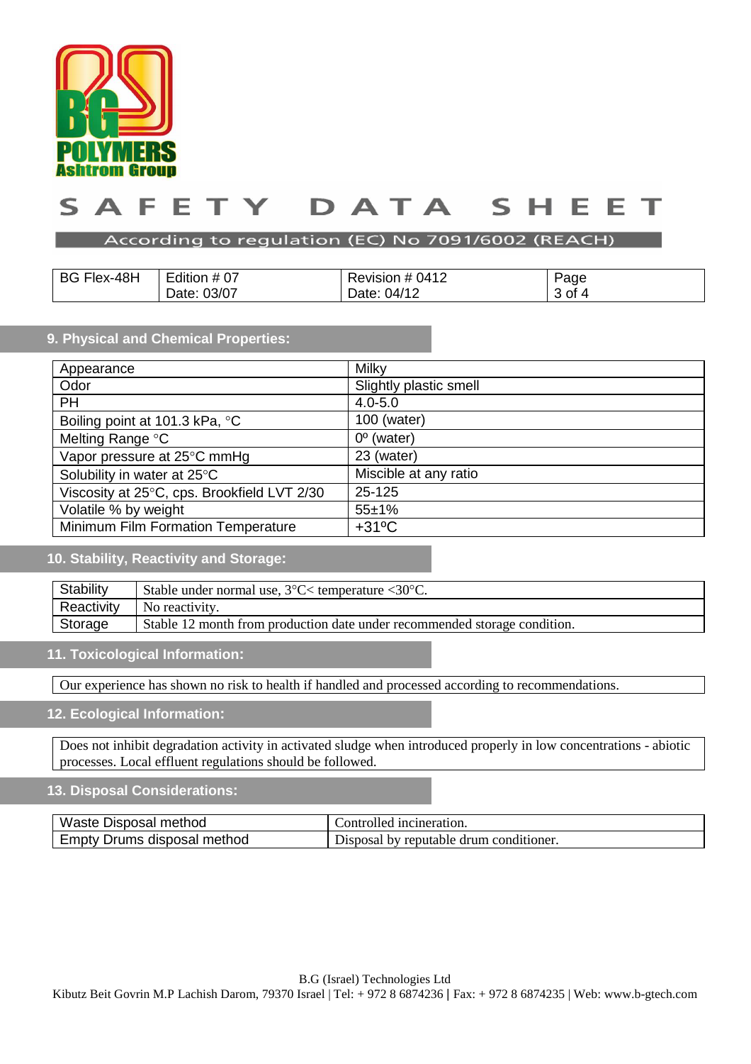# SAFETY DATA SHEET

According to regulation (EC) No 7091/6002 (REACH)

| BG Flex-48H | Edition # 07<br>Date: 03/07 | Revision # 0412<br>Date: 04/12 | Page<br>3 of 4 |
|---|---|---|---|

## 9. Physical and Chemical Properties:

| Property | Value |
|---|---|
| Appearance | Milky |
| Odor | Slightly plastic smell |
| PH | 4.0-5.0 |
| Boiling point at 101.3 kPa, °C | 100 (water) |
| Melting Range °C | 0º (water) |
| Vapor pressure at 25°C mmHg | 23 (water) |
| Solubility in water at 25°C | Miscible at any ratio |
| Viscosity at 25°C, cps. Brookfield LVT 2/30 | 25-125 |
| Volatile % by weight | 55±1% |
| Minimum Film Formation Temperature | +31ºC |

## 10. Stability, Reactivity and Storage:

| Property | Value |
|---|---|
| Stability | Stable under normal use, 3°C< temperature <30°C. |
| Reactivity | No reactivity. |
| Storage | Stable 12 month from production date under recommended storage condition. |

## 11. Toxicological Information:

Our experience has shown no risk to health if handled and processed according to recommendations.

## 12. Ecological Information:

Does not inhibit degradation activity in activated sludge when introduced properly in low concentrations - abiotic processes. Local effluent regulations should be followed.

## 13. Disposal Considerations:

| Item | Method |
|---|---|
| Waste Disposal method | Controlled incineration. |
| Empty Drums disposal method | Disposal by reputable drum conditioner. |

B.G (Israel) Technologies Ltd
Kibutz Beit Govrin M.P Lachish Darom, 79370 Israel | Tel: + 972 8 6874236 | Fax: + 972 8 6874235 | Web: www.b-gtech.com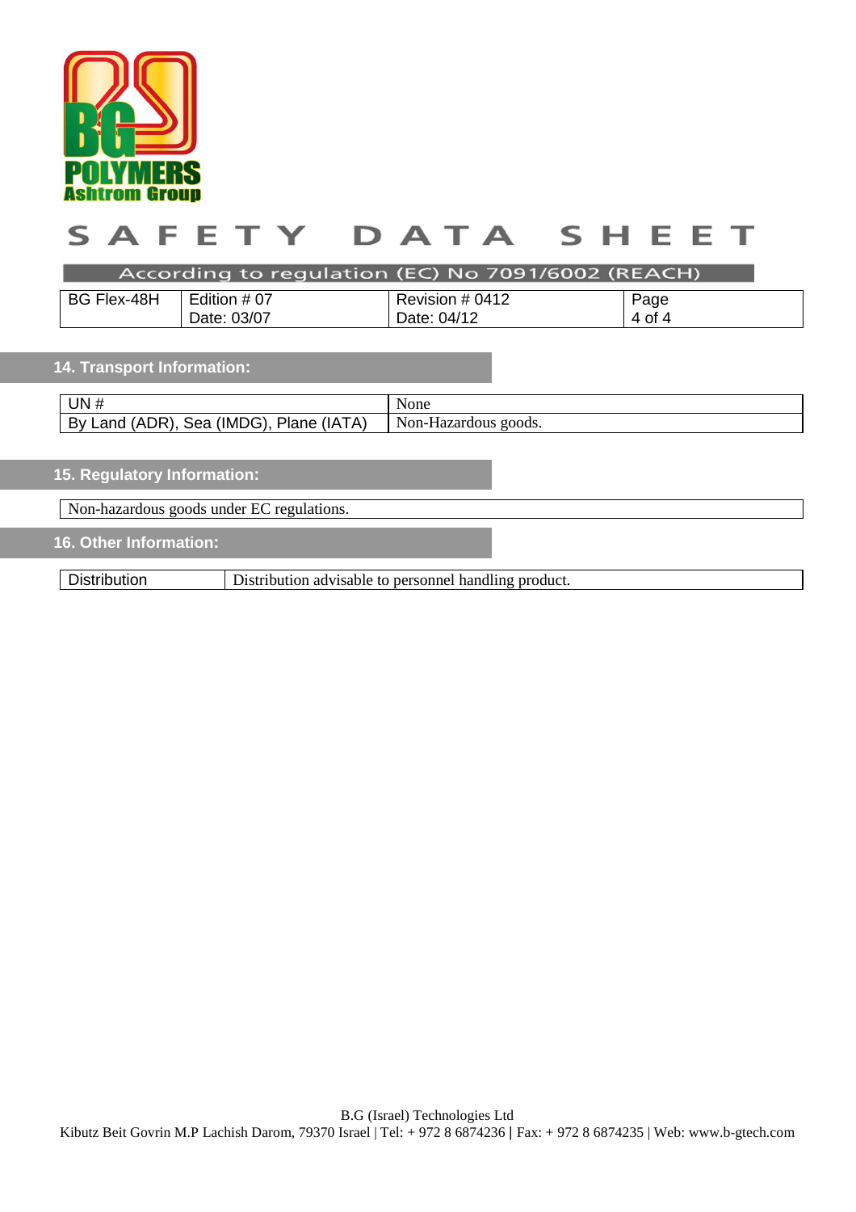# SAFETY DATA SHEET

According to regulation (EC) No 7091/6002 (REACH)

| | | | |
|---|---|---|---|
| BG Flex-48H | Edition # 07<br>Date: 03/07 | Revision # 0412<br>Date: 04/12 | Page<br>4 of 4 |

## 14. Transport Information:

| | |
|---|---|
| UN # | None |
| By Land (ADR), Sea (IMDG), Plane (IATA) | Non-Hazardous goods. |

## 15. Regulatory Information:

Non-hazardous goods under EC regulations.

## 16. Other Information:

| | |
|---|---|
| Distribution | Distribution advisable to personnel handling product. |

B.G (Israel) Technologies Ltd
Kibutz Beit Govrin M.P Lachish Darom, 79370 Israel | Tel: + 972 8 6874236 | Fax: + 972 8 6874235 | Web: www.b-gtech.com